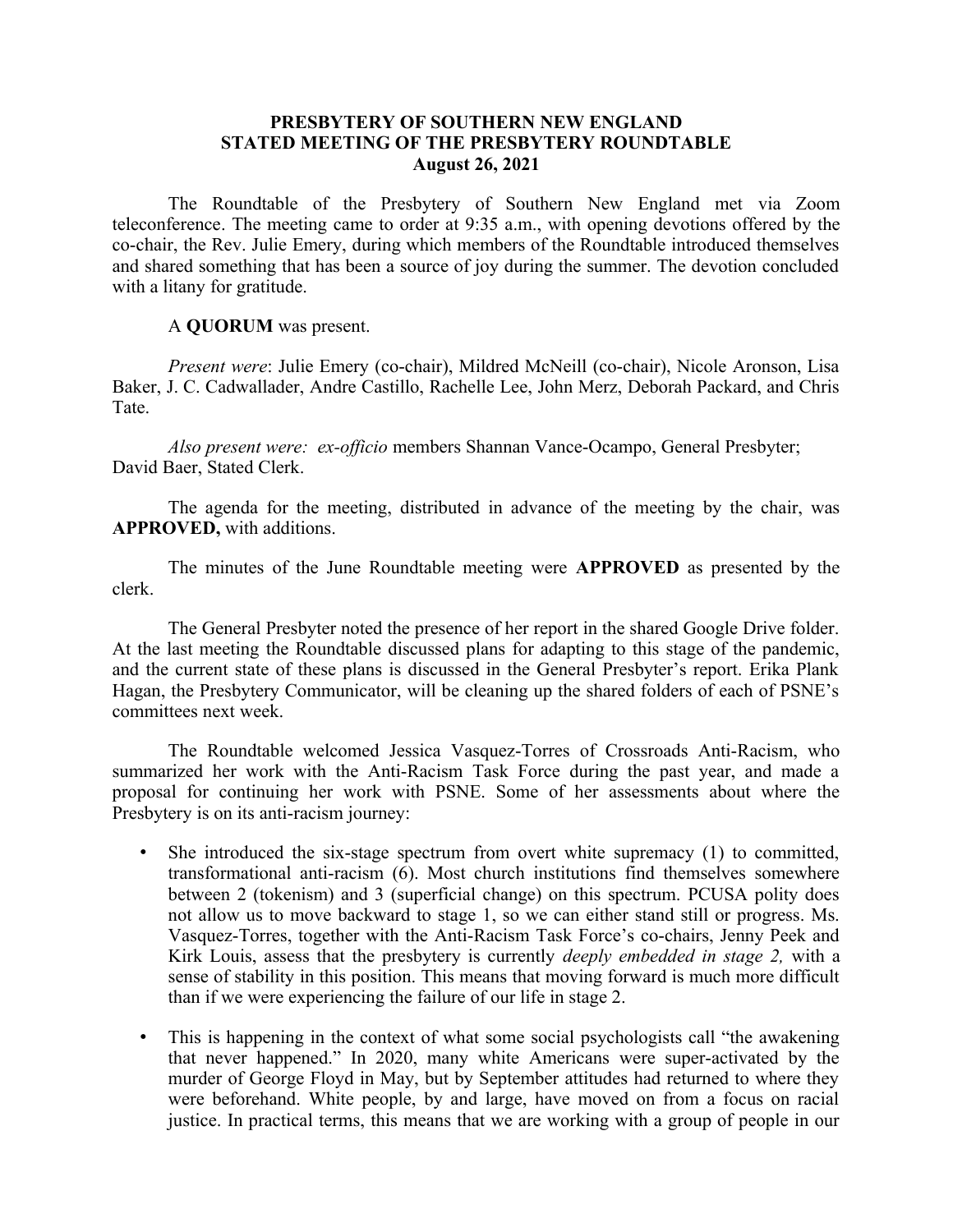**PRESBYTERY OF SOUTHERN NEW ENGLAND**
**STATED MEETING OF THE PRESBYTERY ROUNDTABLE**
**August 26, 2021**

The Roundtable of the Presbytery of Southern New England met via Zoom teleconference. The meeting came to order at 9:35 a.m., with opening devotions offered by the co-chair, the Rev. Julie Emery, during which members of the Roundtable introduced themselves and shared something that has been a source of joy during the summer. The devotion concluded with a litany for gratitude.

A **QUORUM** was present.

*Present were*: Julie Emery (co-chair), Mildred McNeill (co-chair), Nicole Aronson, Lisa Baker, J. C. Cadwallader, Andre Castillo, Rachelle Lee, John Merz, Deborah Packard, and Chris Tate.

*Also present were: ex-officio* members Shannan Vance-Ocampo, General Presbyter; David Baer, Stated Clerk.

The agenda for the meeting, distributed in advance of the meeting by the chair, was **APPROVED,** with additions.

The minutes of the June Roundtable meeting were **APPROVED** as presented by the clerk.

The General Presbyter noted the presence of her report in the shared Google Drive folder. At the last meeting the Roundtable discussed plans for adapting to this stage of the pandemic, and the current state of these plans is discussed in the General Presbyter's report. Erika Plank Hagan, the Presbytery Communicator, will be cleaning up the shared folders of each of PSNE's committees next week.

The Roundtable welcomed Jessica Vasquez-Torres of Crossroads Anti-Racism, who summarized her work with the Anti-Racism Task Force during the past year, and made a proposal for continuing her work with PSNE. Some of her assessments about where the Presbytery is on its anti-racism journey:

- She introduced the six-stage spectrum from overt white supremacy (1) to committed, transformational anti-racism (6). Most church institutions find themselves somewhere between 2 (tokenism) and 3 (superficial change) on this spectrum. PCUSA polity does not allow us to move backward to stage 1, so we can either stand still or progress. Ms. Vasquez-Torres, together with the Anti-Racism Task Force's co-chairs, Jenny Peek and Kirk Louis, assess that the presbytery is currently *deeply embedded in stage 2,* with a sense of stability in this position. This means that moving forward is much more difficult than if we were experiencing the failure of our life in stage 2.
- This is happening in the context of what some social psychologists call "the awakening that never happened." In 2020, many white Americans were super-activated by the murder of George Floyd in May, but by September attitudes had returned to where they were beforehand. White people, by and large, have moved on from a focus on racial justice. In practical terms, this means that we are working with a group of people in our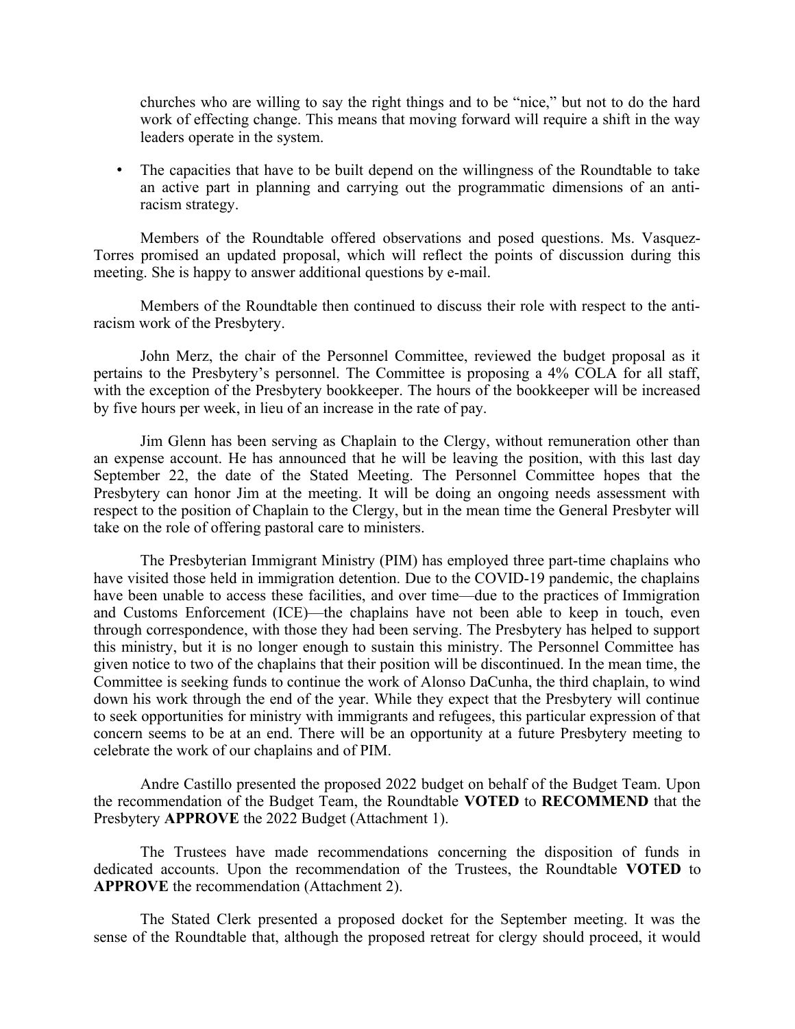churches who are willing to say the right things and to be "nice," but not to do the hard work of effecting change. This means that moving forward will require a shift in the way leaders operate in the system.

- The capacities that have to be built depend on the willingness of the Roundtable to take an active part in planning and carrying out the programmatic dimensions of an anti-racism strategy.

Members of the Roundtable offered observations and posed questions. Ms. Vasquez-Torres promised an updated proposal, which will reflect the points of discussion during this meeting. She is happy to answer additional questions by e-mail.

Members of the Roundtable then continued to discuss their role with respect to the anti-racism work of the Presbytery.

John Merz, the chair of the Personnel Committee, reviewed the budget proposal as it pertains to the Presbytery's personnel. The Committee is proposing a 4% COLA for all staff, with the exception of the Presbytery bookkeeper. The hours of the bookkeeper will be increased by five hours per week, in lieu of an increase in the rate of pay.

Jim Glenn has been serving as Chaplain to the Clergy, without remuneration other than an expense account. He has announced that he will be leaving the position, with this last day September 22, the date of the Stated Meeting. The Personnel Committee hopes that the Presbytery can honor Jim at the meeting. It will be doing an ongoing needs assessment with respect to the position of Chaplain to the Clergy, but in the mean time the General Presbyter will take on the role of offering pastoral care to ministers.

The Presbyterian Immigrant Ministry (PIM) has employed three part-time chaplains who have visited those held in immigration detention. Due to the COVID-19 pandemic, the chaplains have been unable to access these facilities, and over time—due to the practices of Immigration and Customs Enforcement (ICE)—the chaplains have not been able to keep in touch, even through correspondence, with those they had been serving. The Presbytery has helped to support this ministry, but it is no longer enough to sustain this ministry. The Personnel Committee has given notice to two of the chaplains that their position will be discontinued. In the mean time, the Committee is seeking funds to continue the work of Alonso DaCunha, the third chaplain, to wind down his work through the end of the year. While they expect that the Presbytery will continue to seek opportunities for ministry with immigrants and refugees, this particular expression of that concern seems to be at an end. There will be an opportunity at a future Presbytery meeting to celebrate the work of our chaplains and of PIM.

Andre Castillo presented the proposed 2022 budget on behalf of the Budget Team. Upon the recommendation of the Budget Team, the Roundtable **VOTED** to **RECOMMEND** that the Presbytery **APPROVE** the 2022 Budget (Attachment 1).

The Trustees have made recommendations concerning the disposition of funds in dedicated accounts. Upon the recommendation of the Trustees, the Roundtable **VOTED** to **APPROVE** the recommendation (Attachment 2).

The Stated Clerk presented a proposed docket for the September meeting. It was the sense of the Roundtable that, although the proposed retreat for clergy should proceed, it would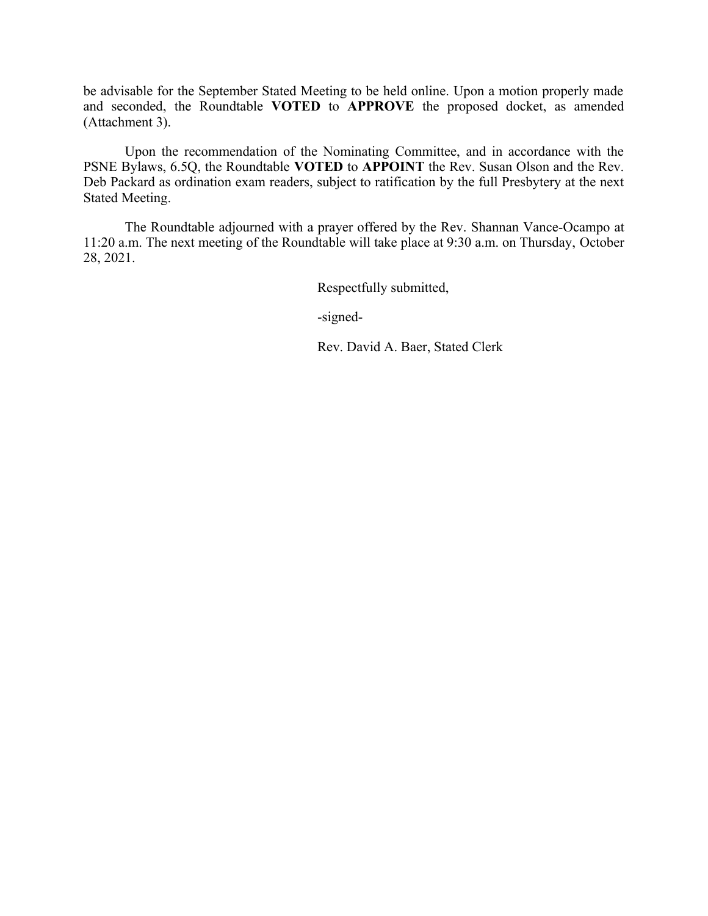be advisable for the September Stated Meeting to be held online. Upon a motion properly made and seconded, the Roundtable **VOTED** to **APPROVE** the proposed docket, as amended (Attachment 3).

Upon the recommendation of the Nominating Committee, and in accordance with the PSNE Bylaws, 6.5Q, the Roundtable **VOTED** to **APPOINT** the Rev. Susan Olson and the Rev. Deb Packard as ordination exam readers, subject to ratification by the full Presbytery at the next Stated Meeting.

The Roundtable adjourned with a prayer offered by the Rev. Shannan Vance-Ocampo at 11:20 a.m. The next meeting of the Roundtable will take place at 9:30 a.m. on Thursday, October 28, 2021.

Respectfully submitted,

-signed-

Rev. David A. Baer, Stated Clerk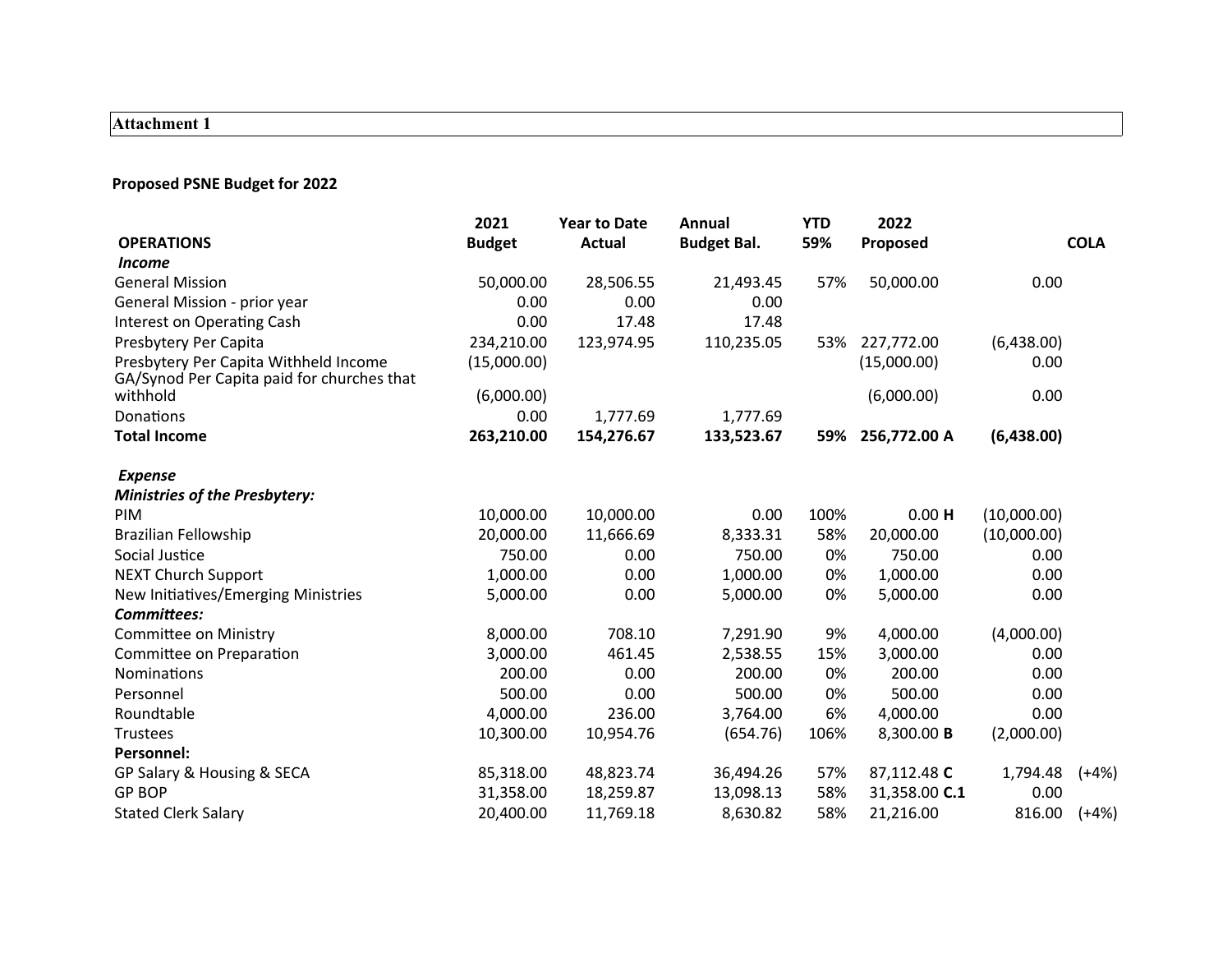**Attachment 1**

**Proposed PSNE Budget for 2022**

| OPERATIONS | 2021 Budget | Year to Date Actual | Annual Budget Bal. | YTD 59% | 2022 Proposed | | COLA |
|---|---|---|---|---|---|---|---|
| ***Income*** | | | | | | | |
| General Mission | 50,000.00 | 28,506.55 | 21,493.45 | 57% | 50,000.00 | 0.00 | |
| General Mission - prior year | 0.00 | 0.00 | 0.00 | | | | |
| Interest on Operating Cash | 0.00 | 17.48 | 17.48 | | | | |
| Presbytery Per Capita | 234,210.00 | 123,974.95 | 110,235.05 | 53% | 227,772.00 | (6,438.00) | |
| Presbytery Per Capita Withheld Income | (15,000.00) | | | | (15,000.00) | 0.00 | |
| GA/Synod Per Capita paid for churches that withhold | (6,000.00) | | | | (6,000.00) | 0.00 | |
| Donations | 0.00 | 1,777.69 | 1,777.69 | | | | |
| **Total Income** | **263,210.00** | **154,276.67** | **133,523.67** | **59%** | **256,772.00 A** | **(6,438.00)** | |
| | | | | | | | |
| ***Expense*** | | | | | | | |
| ***Ministries of the Presbytery:*** | | | | | | | |
| PIM | 10,000.00 | 10,000.00 | 0.00 | 100% | 0.00 **H** | (10,000.00) | |
| Brazilian Fellowship | 20,000.00 | 11,666.69 | 8,333.31 | 58% | 20,000.00 | (10,000.00) | |
| Social Justice | 750.00 | 0.00 | 750.00 | 0% | 750.00 | 0.00 | |
| NEXT Church Support | 1,000.00 | 0.00 | 1,000.00 | 0% | 1,000.00 | 0.00 | |
| New Initiatives/Emerging Ministries | 5,000.00 | 0.00 | 5,000.00 | 0% | 5,000.00 | 0.00 | |
| ***Committees:*** | | | | | | | |
| Committee on Ministry | 8,000.00 | 708.10 | 7,291.90 | 9% | 4,000.00 | (4,000.00) | |
| Committee on Preparation | 3,000.00 | 461.45 | 2,538.55 | 15% | 3,000.00 | 0.00 | |
| Nominations | 200.00 | 0.00 | 200.00 | 0% | 200.00 | 0.00 | |
| Personnel | 500.00 | 0.00 | 500.00 | 0% | 500.00 | 0.00 | |
| Roundtable | 4,000.00 | 236.00 | 3,764.00 | 6% | 4,000.00 | 0.00 | |
| Trustees | 10,300.00 | 10,954.76 | (654.76) | 106% | 8,300.00 **B** | (2,000.00) | |
| **Personnel:** | | | | | | | |
| GP Salary & Housing & SECA | 85,318.00 | 48,823.74 | 36,494.26 | 57% | 87,112.48 **C** | 1,794.48 | (+4%) |
| GP BOP | 31,358.00 | 18,259.87 | 13,098.13 | 58% | 31,358.00 **C.1** | 0.00 | |
| Stated Clerk Salary | 20,400.00 | 11,769.18 | 8,630.82 | 58% | 21,216.00 | 816.00 | (+4%) |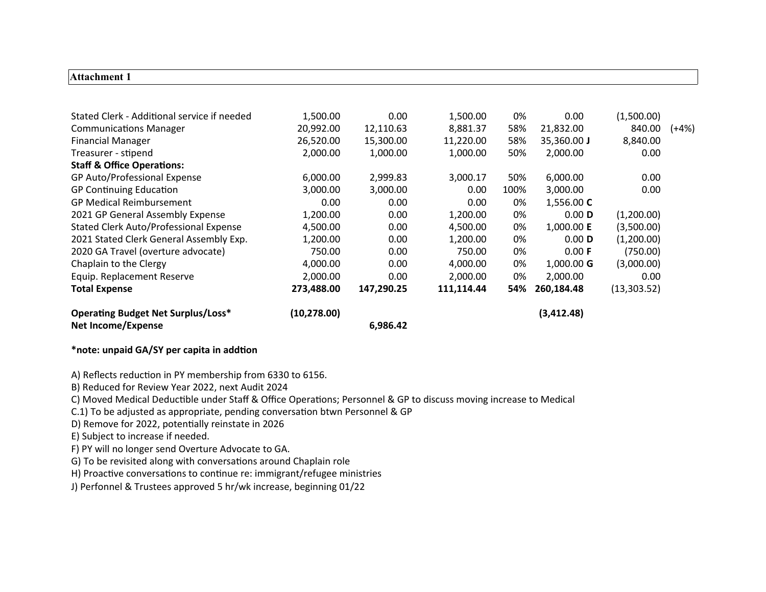**Attachment 1**

| | | | | | | | |
|---|---|---|---|---|---|---|---|
| Stated Clerk - Additional service if needed | 1,500.00 | 0.00 | 1,500.00 | 0% | 0.00 | (1,500.00) | |
| Communications Manager | 20,992.00 | 12,110.63 | 8,881.37 | 58% | 21,832.00 | 840.00 | (+4%) |
| Financial Manager | 26,520.00 | 15,300.00 | 11,220.00 | 58% | 35,360.00 **J** | 8,840.00 | |
| Treasurer - stipend | 2,000.00 | 1,000.00 | 1,000.00 | 50% | 2,000.00 | 0.00 | |
| **Staff & Office Operations:** | | | | | | | |
| GP Auto/Professional Expense | 6,000.00 | 2,999.83 | 3,000.17 | 50% | 6,000.00 | 0.00 | |
| GP Continuing Education | 3,000.00 | 3,000.00 | 0.00 | 100% | 3,000.00 | 0.00 | |
| GP Medical Reimbursement | 0.00 | 0.00 | 0.00 | 0% | 1,556.00 **C** | | |
| 2021 GP General Assembly Expense | 1,200.00 | 0.00 | 1,200.00 | 0% | 0.00 **D** | (1,200.00) | |
| Stated Clerk Auto/Professional Expense | 4,500.00 | 0.00 | 4,500.00 | 0% | 1,000.00 **E** | (3,500.00) | |
| 2021 Stated Clerk General Assembly Exp. | 1,200.00 | 0.00 | 1,200.00 | 0% | 0.00 **D** | (1,200.00) | |
| 2020 GA Travel (overture advocate) | 750.00 | 0.00 | 750.00 | 0% | 0.00 **F** | (750.00) | |
| Chaplain to the Clergy | 4,000.00 | 0.00 | 4,000.00 | 0% | 1,000.00 **G** | (3,000.00) | |
| Equip. Replacement Reserve | 2,000.00 | 0.00 | 2,000.00 | 0% | 2,000.00 | 0.00 | |
| **Total Expense** | **273,488.00** | **147,290.25** | **111,114.44** | **54%** | **260,184.48** | (13,303.52) | |
| | | | | | | | |
| **Operating Budget Net Surplus/Loss*** | **(10,278.00)** | | | | **(3,412.48)** | | |
| **Net Income/Expense** | | **6,986.42** | | | | | |

***note: unpaid GA/SY per capita in addtion**

A) Reflects reduction in PY membership from 6330 to 6156.
B) Reduced for Review Year 2022, next Audit 2024
C) Moved Medical Deductible under Staff & Office Operations; Personnel & GP to discuss moving increase to Medical
C.1) To be adjusted as appropriate, pending conversation btwn Personnel & GP
D) Remove for 2022, potentially reinstate in 2026
E) Subject to increase if needed.
F) PY will no longer send Overture Advocate to GA.
G) To be revisited along with conversations around Chaplain role
H) Proactive conversations to continue re: immigrant/refugee ministries
J) Perfonnel & Trustees approved 5 hr/wk increase, beginning 01/22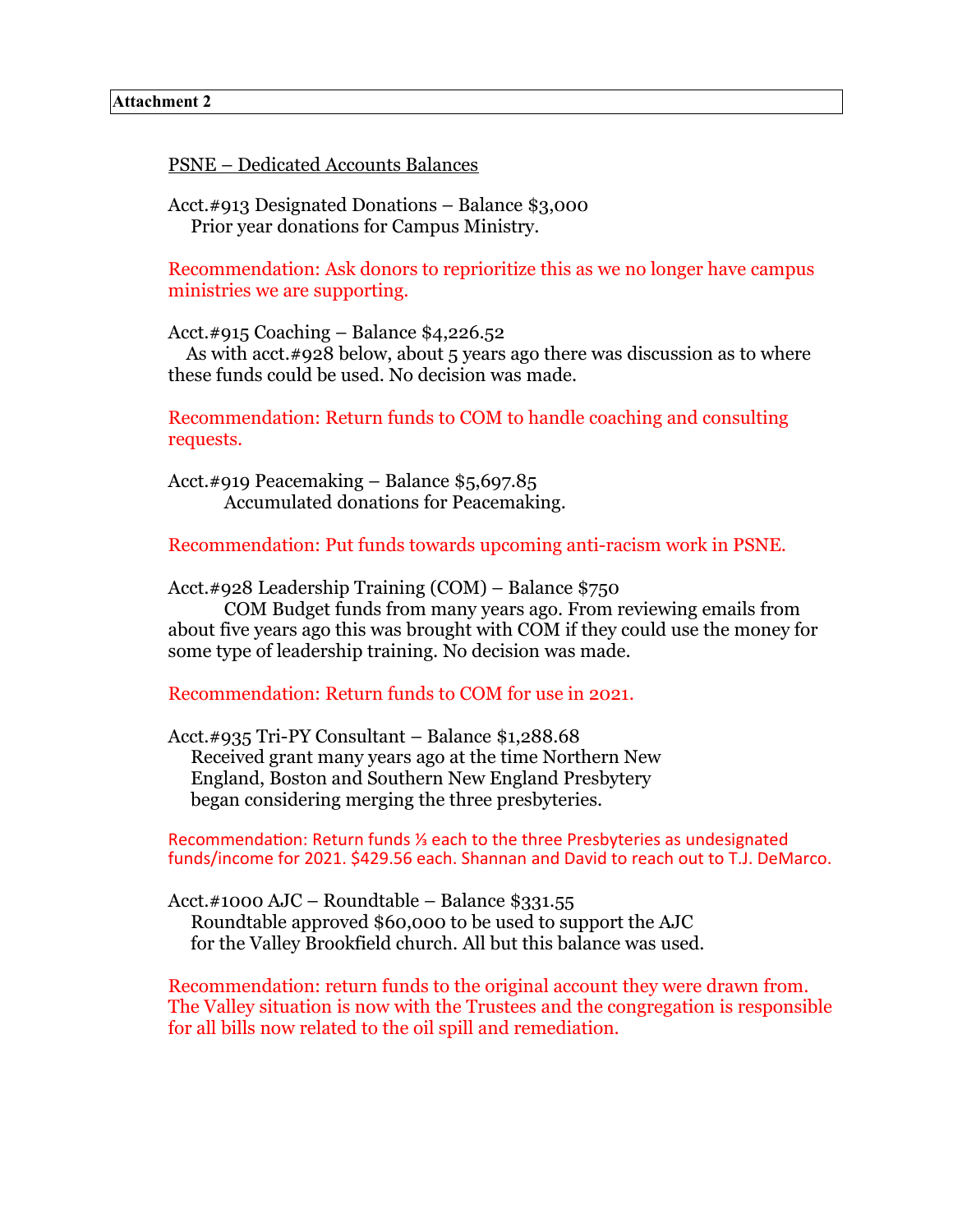**Attachment 2**

PSNE – Dedicated Accounts Balances

Acct.#913 Designated Donations – Balance $3,000
Prior year donations for Campus Ministry.

Recommendation: Ask donors to reprioritize this as we no longer have campus ministries we are supporting.

Acct.#915 Coaching – Balance $4,226.52
As with acct.#928 below, about 5 years ago there was discussion as to where these funds could be used. No decision was made.

Recommendation: Return funds to COM to handle coaching and consulting requests.

Acct.#919 Peacemaking – Balance $5,697.85
Accumulated donations for Peacemaking.

Recommendation: Put funds towards upcoming anti-racism work in PSNE.

Acct.#928 Leadership Training (COM) – Balance $750
COM Budget funds from many years ago. From reviewing emails from about five years ago this was brought with COM if they could use the money for some type of leadership training. No decision was made.

Recommendation: Return funds to COM for use in 2021.

Acct.#935 Tri-PY Consultant – Balance $1,288.68
Received grant many years ago at the time Northern New England, Boston and Southern New England Presbytery began considering merging the three presbyteries.

Recommendation: Return funds ⅓ each to the three Presbyteries as undesignated funds/income for 2021. $429.56 each. Shannan and David to reach out to T.J. DeMarco.

Acct.#1000 AJC – Roundtable – Balance $331.55
Roundtable approved $60,000 to be used to support the AJC for the Valley Brookfield church. All but this balance was used.

Recommendation: return funds to the original account they were drawn from. The Valley situation is now with the Trustees and the congregation is responsible for all bills now related to the oil spill and remediation.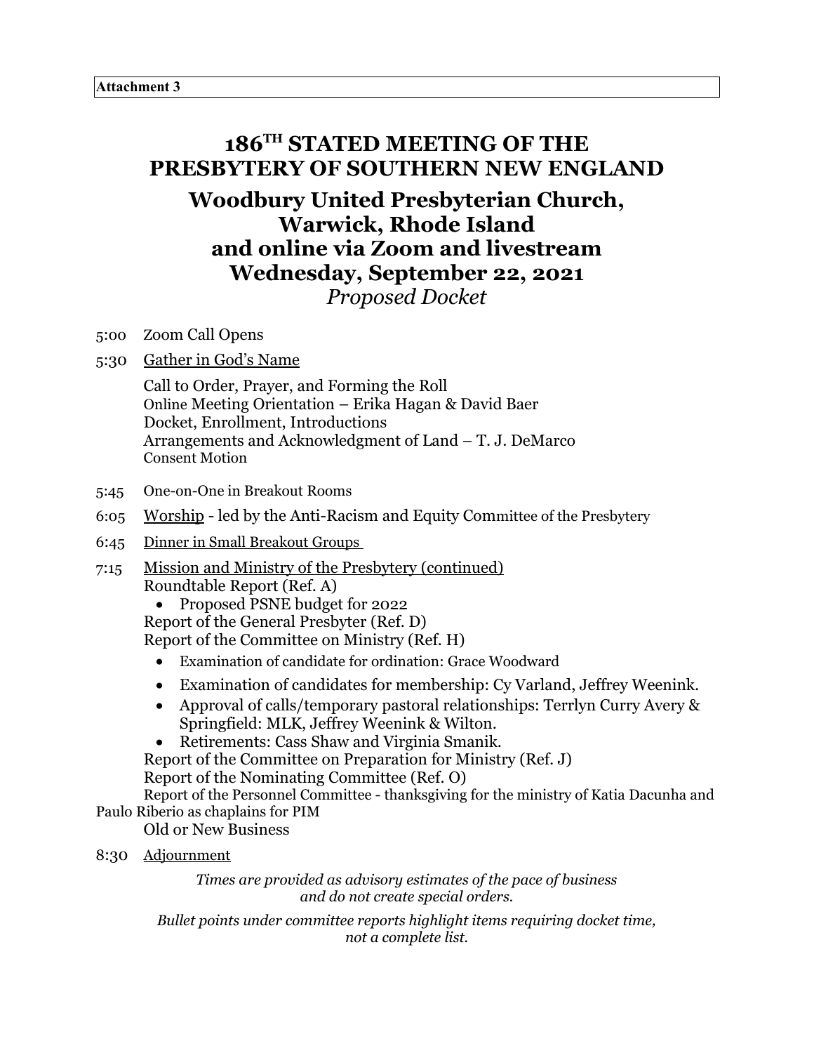**Attachment 3**

# 186TH STATED MEETING OF THE PRESBYTERY OF SOUTHERN NEW ENGLAND

## Woodbury United Presbyterian Church, Warwick, Rhode Island and online via Zoom and livestream Wednesday, September 22, 2021

*Proposed Docket*

5:00 Zoom Call Opens

5:30 Gather in God's Name

Call to Order, Prayer, and Forming the Roll
Online Meeting Orientation – Erika Hagan & David Baer
Docket, Enrollment, Introductions
Arrangements and Acknowledgment of Land – T. J. DeMarco
Consent Motion

5:45 One-on-One in Breakout Rooms

6:05 Worship - led by the Anti-Racism and Equity Committee of the Presbytery

6:45 Dinner in Small Breakout Groups

7:15 Mission and Ministry of the Presbytery (continued)

Roundtable Report (Ref. A)

- Proposed PSNE budget for 2022

Report of the General Presbyter (Ref. D)
Report of the Committee on Ministry (Ref. H)

- Examination of candidate for ordination: Grace Woodward
- Examination of candidates for membership: Cy Varland, Jeffrey Weenink.
- Approval of calls/temporary pastoral relationships: Terrlyn Curry Avery & Springfield: MLK, Jeffrey Weenink & Wilton.
- Retirements: Cass Shaw and Virginia Smanik.

Report of the Committee on Preparation for Ministry (Ref. J)
Report of the Nominating Committee (Ref. O)
Report of the Personnel Committee - thanksgiving for the ministry of Katia Dacunha and Paulo Riberio as chaplains for PIM
Old or New Business

8:30 Adjournment

*Times are provided as advisory estimates of the pace of business and do not create special orders.*

*Bullet points under committee reports highlight items requiring docket time, not a complete list.*